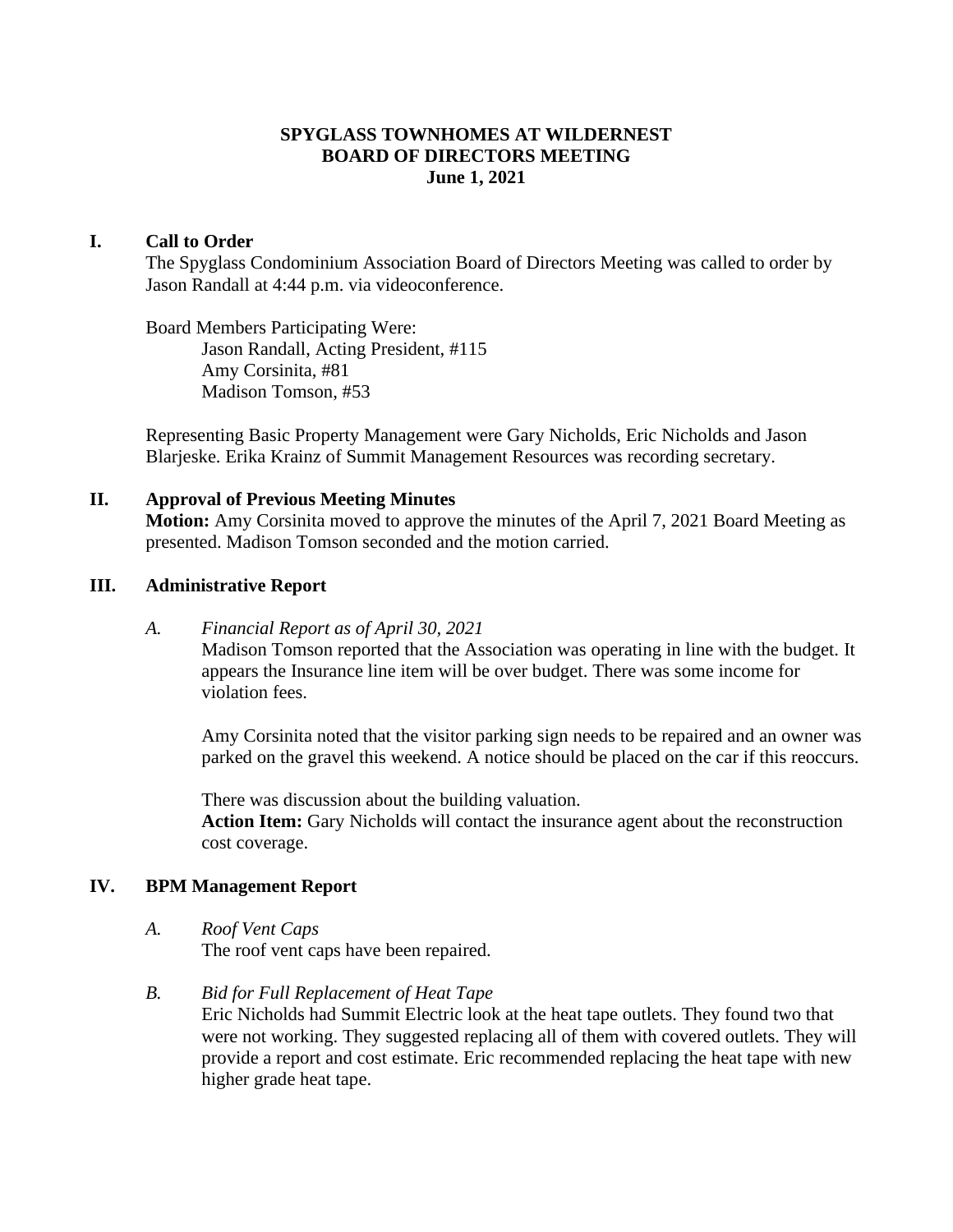# SPYGLASS TOWNHOMES AT WILDERNEST
# BOARD OF DIRECTORS MEETING
# June 1, 2021

## I. Call to Order

The Spyglass Condominium Association Board of Directors Meeting was called to order by Jason Randall at 4:44 p.m. via videoconference.

Board Members Participating Were:

Jason Randall, Acting President, #115
Amy Corsinita, #81
Madison Tomson, #53

Representing Basic Property Management were Gary Nicholds, Eric Nicholds and Jason Blarjeske. Erika Krainz of Summit Management Resources was recording secretary.

## II. Approval of Previous Meeting Minutes

**Motion:** Amy Corsinita moved to approve the minutes of the April 7, 2021 Board Meeting as presented. Madison Tomson seconded and the motion carried.

## III. Administrative Report

### A. *Financial Report as of April 30, 2021*

Madison Tomson reported that the Association was operating in line with the budget. It appears the Insurance line item will be over budget. There was some income for violation fees.

Amy Corsinita noted that the visitor parking sign needs to be repaired and an owner was parked on the gravel this weekend. A notice should be placed on the car if this reoccurs.

There was discussion about the building valuation.
**Action Item:** Gary Nicholds will contact the insurance agent about the reconstruction cost coverage.

## IV. BPM Management Report

### A. *Roof Vent Caps*

The roof vent caps have been repaired.

### B. *Bid for Full Replacement of Heat Tape*

Eric Nicholds had Summit Electric look at the heat tape outlets. They found two that were not working. They suggested replacing all of them with covered outlets. They will provide a report and cost estimate. Eric recommended replacing the heat tape with new higher grade heat tape.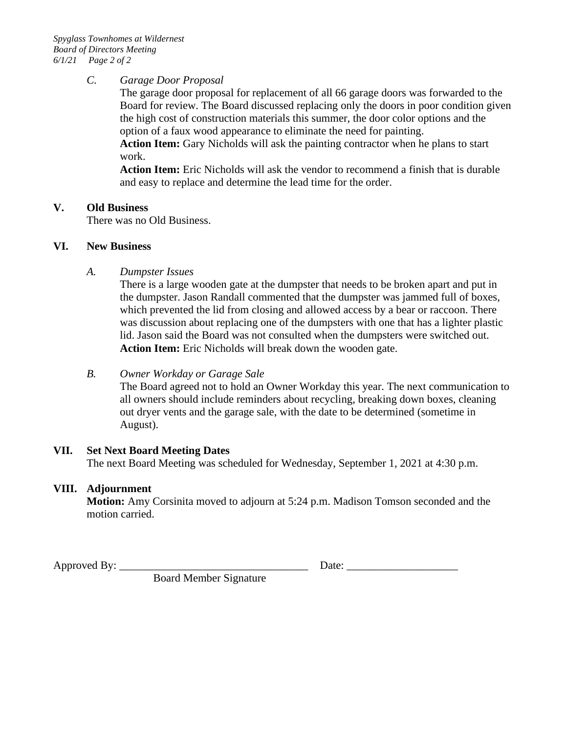*C. Garage Door Proposal*

The garage door proposal for replacement of all 66 garage doors was forwarded to the Board for review. The Board discussed replacing only the doors in poor condition given the high cost of construction materials this summer, the door color options and the option of a faux wood appearance to eliminate the need for painting.

**Action Item:** Gary Nicholds will ask the painting contractor when he plans to start work.

**Action Item:** Eric Nicholds will ask the vendor to recommend a finish that is durable and easy to replace and determine the lead time for the order.

## V. Old Business

There was no Old Business.

## VI. New Business

*A. Dumpster Issues*

There is a large wooden gate at the dumpster that needs to be broken apart and put in the dumpster. Jason Randall commented that the dumpster was jammed full of boxes, which prevented the lid from closing and allowed access by a bear or raccoon. There was discussion about replacing one of the dumpsters with one that has a lighter plastic lid. Jason said the Board was not consulted when the dumpsters were switched out.

**Action Item:** Eric Nicholds will break down the wooden gate.

*B. Owner Workday or Garage Sale*

The Board agreed not to hold an Owner Workday this year. The next communication to all owners should include reminders about recycling, breaking down boxes, cleaning out dryer vents and the garage sale, with the date to be determined (sometime in August).

## VII. Set Next Board Meeting Dates

The next Board Meeting was scheduled for Wednesday, September 1, 2021 at 4:30 p.m.

## VIII. Adjournment

**Motion:** Amy Corsinita moved to adjourn at 5:24 p.m. Madison Tomson seconded and the motion carried.

Approved By: ___________________________________ Date: ____________________

Board Member Signature